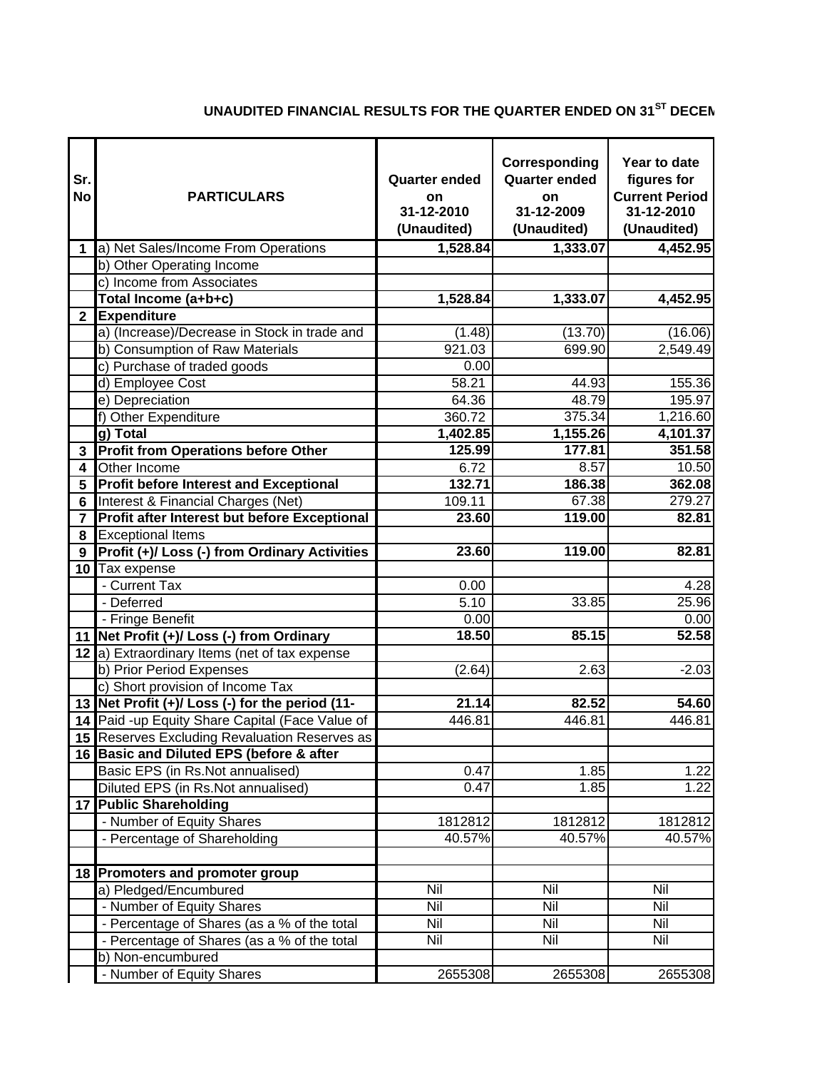## UNAUDITED FINANCIAL RESULTS FOR THE QUARTER ENDED ON 31[ST] DECEM

| Sr. No | PARTICULARS | Quarter ended on 31-12-2010 (Unaudited) | Corresponding Quarter ended on 31-12-2009 (Unaudited) | Year to date figures for Current Period 31-12-2010 (Unaudited) |
|---|---|---|---|---|
| 1 | a) Net Sales/Income From Operations | **1,528.84** | **1,333.07** | **4,452.95** |
| | b) Other Operating Income | | | |
| | c) Income from Associates | | | |
| | **Total Income (a+b+c)** | **1,528.84** | **1,333.07** | **4,452.95** |
| 2 | **Expenditure** | | | |
| | a) (Increase)/Decrease in Stock in trade and | (1.48) | (13.70) | (16.06) |
| | b) Consumption of Raw Materials | 921.03 | 699.90 | 2,549.49 |
| | c) Purchase of traded goods | 0.00 | | |
| | d) Employee Cost | 58.21 | 44.93 | 155.36 |
| | e) Depreciation | 64.36 | 48.79 | 195.97 |
| | f) Other Expenditure | 360.72 | 375.34 | 1,216.60 |
| | **g) Total** | **1,402.85** | **1,155.26** | **4,101.37** |
| 3 | **Profit from Operations before Other** | **125.99** | **177.81** | **351.58** |
| 4 | Other Income | 6.72 | 8.57 | 10.50 |
| 5 | **Profit before Interest and Exceptional** | **132.71** | **186.38** | **362.08** |
| 6 | Interest & Financial Charges (Net) | 109.11 | 67.38 | 279.27 |
| 7 | **Profit after Interest but before Exceptional** | **23.60** | **119.00** | **82.81** |
| 8 | Exceptional Items | | | |
| 9 | **Profit (+)/ Loss (-) from Ordinary Activities** | **23.60** | **119.00** | **82.81** |
| 10 | Tax expense | | | |
| | - Current Tax | 0.00 | | 4.28 |
| | - Deferred | 5.10 | 33.85 | 25.96 |
| | - Fringe Benefit | 0.00 | | 0.00 |
| 11 | **Net Profit (+)/ Loss (-) from Ordinary** | **18.50** | **85.15** | **52.58** |
| 12 | a) Extraordinary Items (net of tax expense | | | |
| | b) Prior Period Expenses | (2.64) | 2.63 | -2.03 |
| | c) Short provision of Income Tax | | | |
| 13 | **Net Profit (+)/ Loss (-) for the period (11-** | **21.14** | **82.52** | **54.60** |
| 14 | Paid -up Equity Share Capital (Face Value of | 446.81 | 446.81 | 446.81 |
| 15 | Reserves Excluding Revaluation Reserves as | | | |
| 16 | **Basic and Diluted EPS (before & after** | | | |
| | Basic EPS (in Rs.Not annualised) | 0.47 | 1.85 | 1.22 |
| | Diluted EPS (in Rs.Not annualised) | 0.47 | 1.85 | 1.22 |
| 17 | **Public Shareholding** | | | |
| | - Number of Equity Shares | 1812812 | 1812812 | 1812812 |
| | - Percentage of Shareholding | 40.57% | 40.57% | 40.57% |
| | | | | |
| 18 | **Promoters and promoter group** | | | |
| | a) Pledged/Encumbured | Nil | Nil | Nil |
| | - Number of Equity Shares | Nil | Nil | Nil |
| | - Percentage of Shares (as a % of the total | Nil | Nil | Nil |
| | - Percentage of Shares (as a % of the total | Nil | Nil | Nil |
| | b) Non-encumbured | | | |
| | - Number of Equity Shares | 2655308 | 2655308 | 2655308 |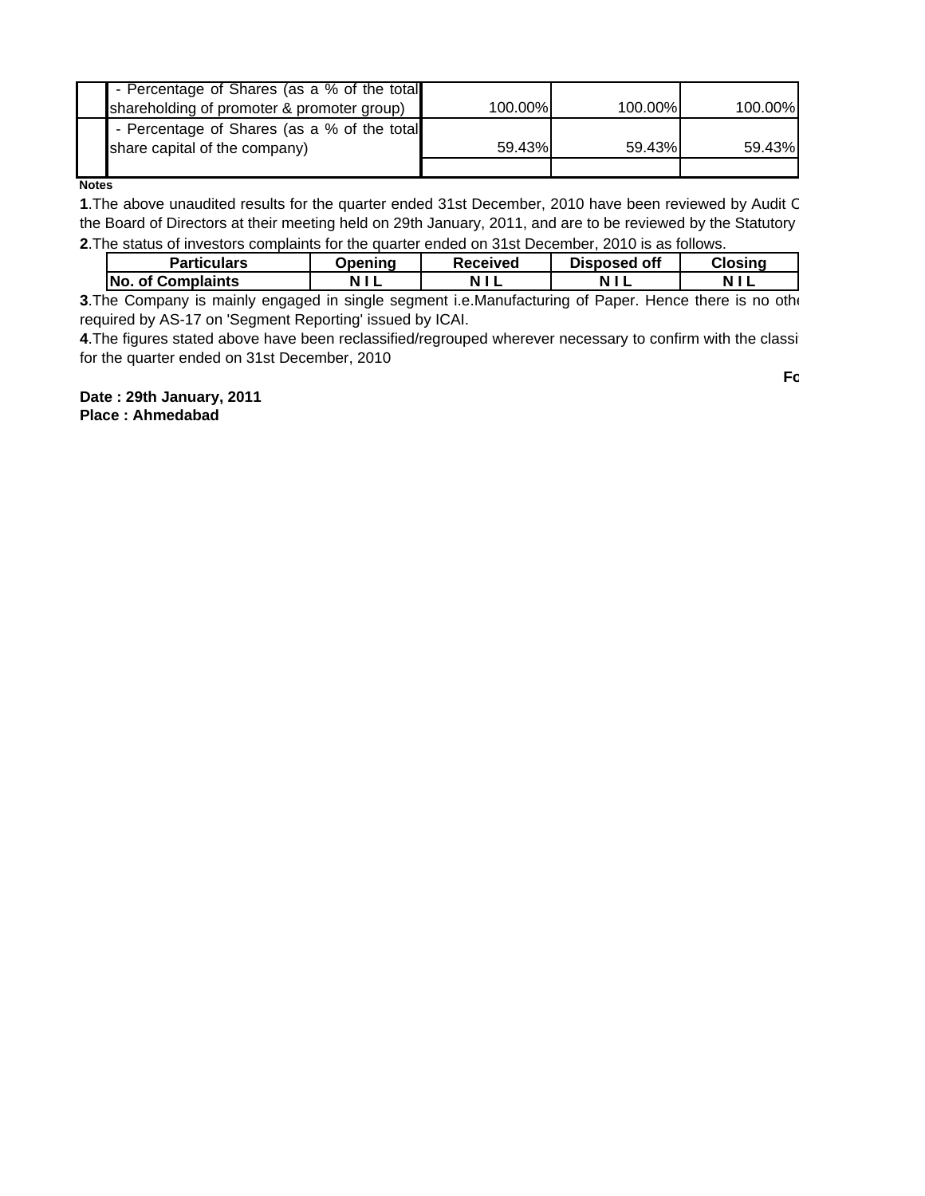| | | | | |
|---|---|---|---|---|
| | - Percentage of Shares (as a % of the total shareholding of promoter & promoter group) | 100.00% | 100.00% | 100.00% |
| | - Percentage of Shares (as a % of the total share capital of the company) | 59.43% | 59.43% | 59.43% |
| | | | | |

**Notes**

**1**.The above unaudited results for the quarter ended 31st December, 2010 have been reviewed by Audit C the Board of Directors at their meeting held on 29th January, 2011, and are to be reviewed by the Statutory

**2**.The status of investors complaints for the quarter ended on 31st December, 2010 is as follows.

| Particulars | Opening | Received | Disposed off | Closing |
|---|---|---|---|---|
| No. of Complaints | N I L | N I L | N I L | N I L |

**3**.The Company is mainly engaged in single segment i.e.Manufacturing of Paper. Hence there is no oth required by AS-17 on 'Segment Reporting' issued by ICAI.

**4**.The figures stated above have been reclassified/regrouped wherever necessary to confirm with the classi for the quarter ended on 31st December, 2010

**Fo**

**Date : 29th January, 2011**
**Place : Ahmedabad**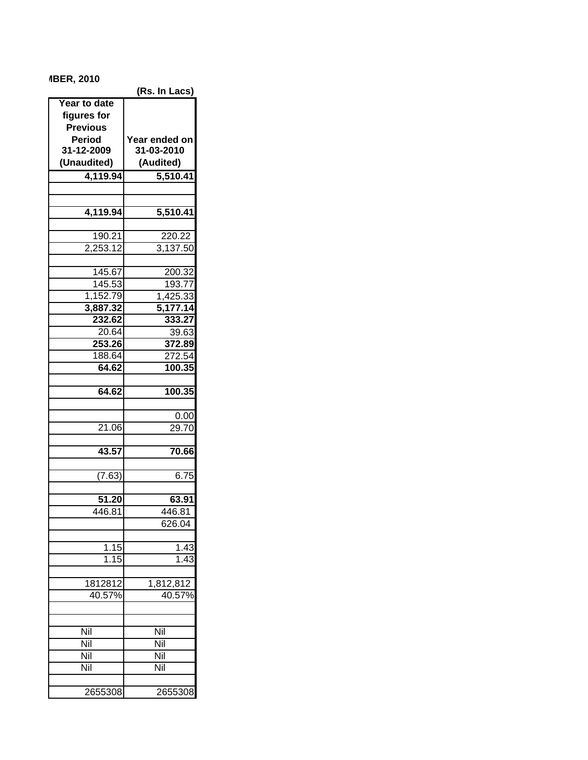MBER, 2010

(Rs. In Lacs)

| Year to date figures for Previous Period 31-12-2009 (Unaudited) | Year ended on 31-03-2010 (Audited) |
|---|---|
| **4,119.94** | **5,510.41** |
| | |
| | |
| **4,119.94** | **5,510.41** |
| | |
| 190.21 | 220.22 |
| 2,253.12 | 3,137.50 |
| | |
| 145.67 | 200.32 |
| 145.53 | 193.77 |
| 1,152.79 | 1,425.33 |
| **3,887.32** | **5,177.14** |
| **232.62** | **333.27** |
| 20.64 | 39.63 |
| **253.26** | **372.89** |
| 188.64 | 272.54 |
| **64.62** | **100.35** |
| | |
| **64.62** | **100.35** |
| | |
| | 0.00 |
| 21.06 | 29.70 |
| | |
| **43.57** | **70.66** |
| | |
| (7.63) | 6.75 |
| | |
| **51.20** | **63.91** |
| 446.81 | 446.81 |
| | 626.04 |
| | |
| 1.15 | 1.43 |
| 1.15 | 1.43 |
| | |
| 1812812 | 1,812,812 |
| 40.57% | 40.57% |
| | |
| | |
| Nil | Nil |
| Nil | Nil |
| Nil | Nil |
| Nil | Nil |
| | |
| 2655308 | 2655308 |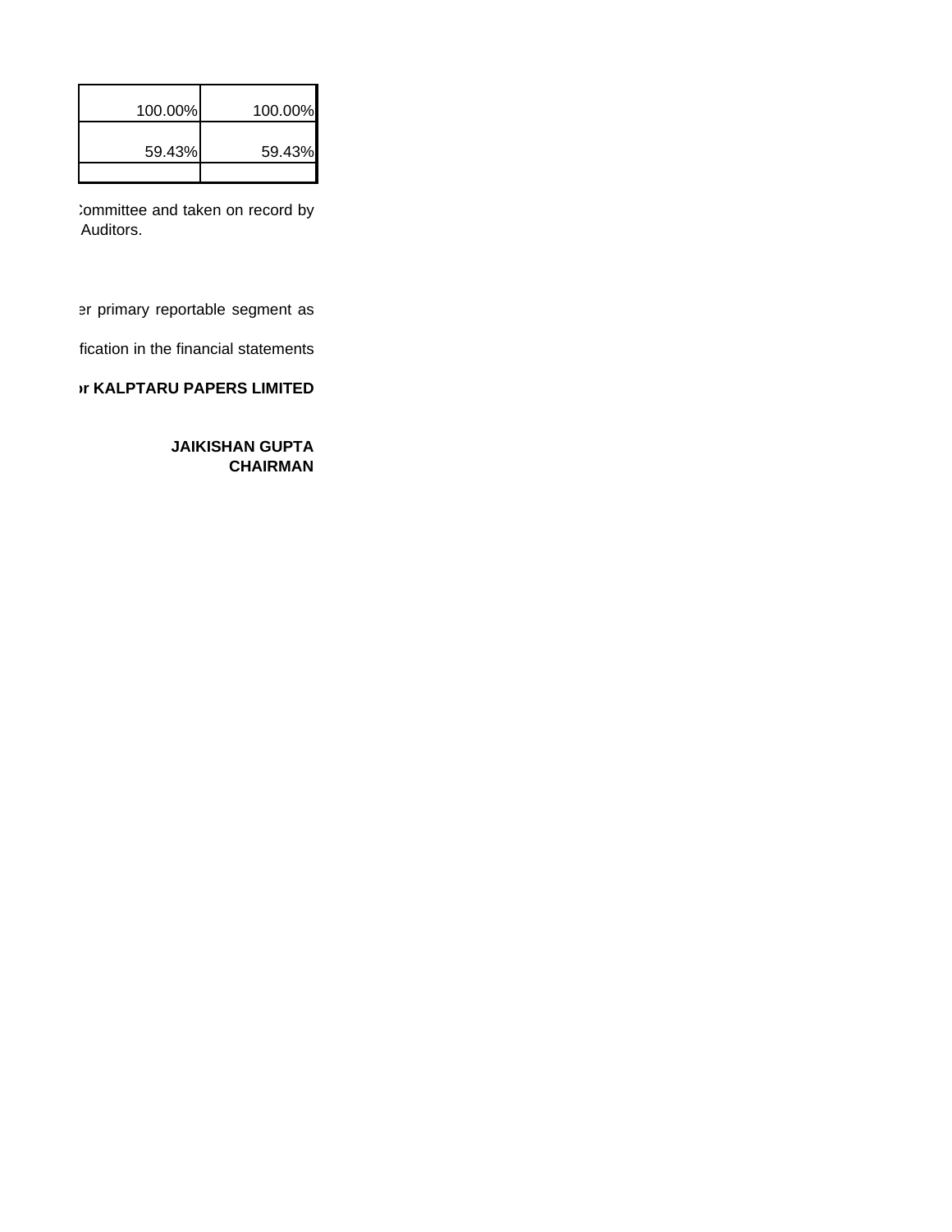| | |
|---|---|
| 100.00% | 100.00% |
| 59.43% | 59.43% |
| | |

:ommittee and taken on record by Auditors.

er primary reportable segment as

fication in the financial statements

**›r KALPTARU PAPERS LIMITED**

**JAIKISHAN GUPTA**
**CHAIRMAN**